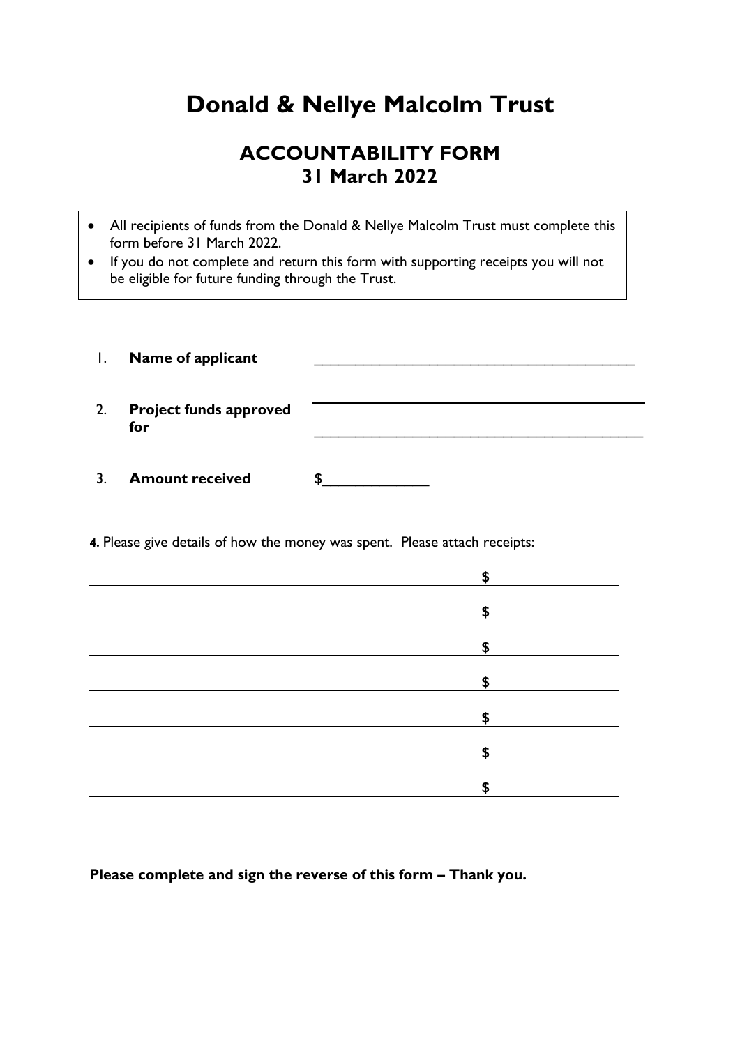# Donald & Nellye Malcolm Trust

## ACCOUNTABILITY FORM
## 31 March 2022

- All recipients of funds from the Donald & Nellye Malcolm Trust must complete this form before 31 March 2022.
- If you do not complete and return this form with supporting receipts you will not be eligible for future funding through the Trust.

1. **Name of applicant** ________________________________________

2. **Project funds approved for** ________________________________________

3. **Amount received** $_____________

**4.** Please give details of how the money was spent. Please attach receipts:

| | |
|---|---|
| | $ |
| | $ |
| | $ |
| | $ |
| | $ |
| | $ |
| | $ |

**Please complete and sign the reverse of this form – Thank you.**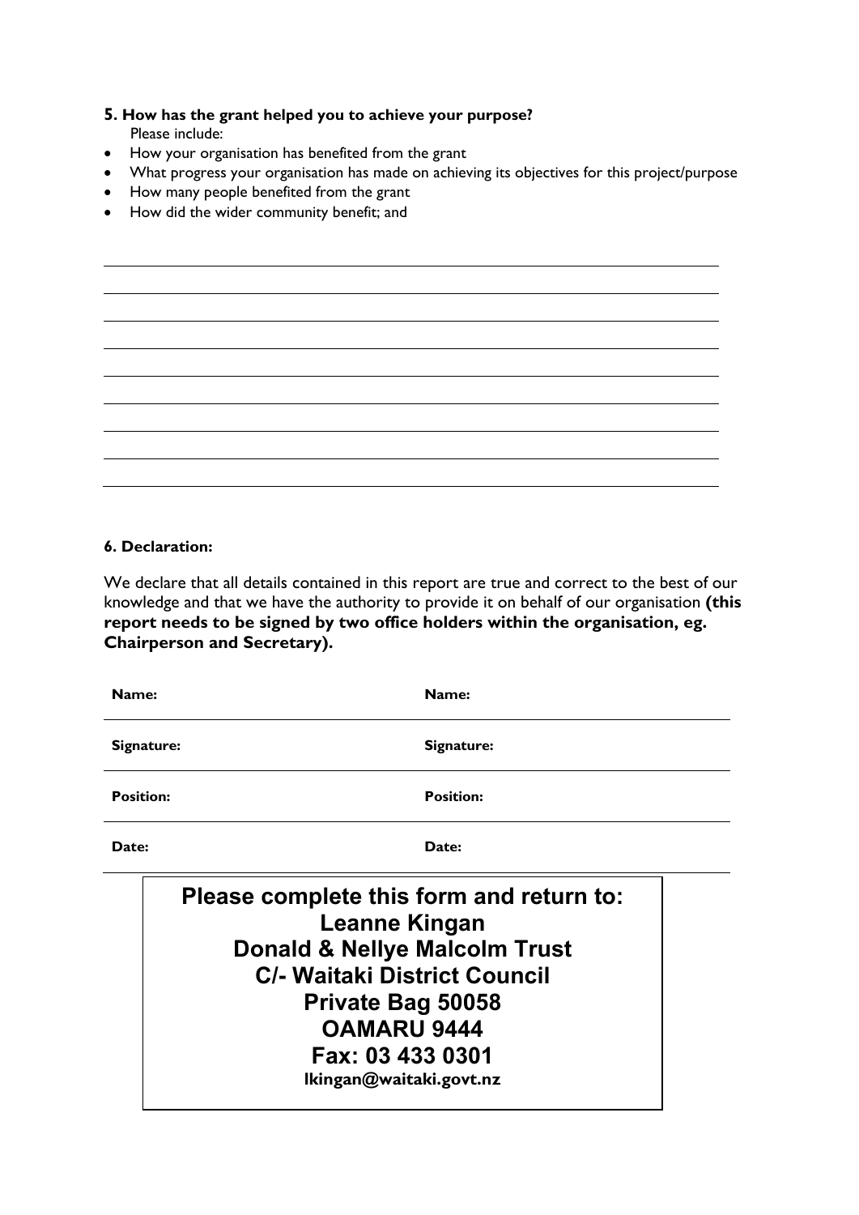**5. How has the grant helped you to achieve your purpose?**

Please include:

- How your organisation has benefited from the grant
- What progress your organisation has made on achieving its objectives for this project/purpose
- How many people benefited from the grant
- How did the wider community benefit; and

**6. Declaration:**

We declare that all details contained in this report are true and correct to the best of our knowledge and that we have the authority to provide it on behalf of our organisation **(this report needs to be signed by two office holders within the organisation, eg. Chairperson and Secretary).**

| | |
|---|---|
| **Name:** | **Name:** |
| **Signature:** | **Signature:** |
| **Position:** | **Position:** |
| **Date:** | **Date:** |

**Please complete this form and return to:**
**Leanne Kingan**
**Donald & Nellye Malcolm Trust**
**C/- Waitaki District Council**
**Private Bag 50058**
**OAMARU 9444**
**Fax: 03 433 0301**
**lkingan@waitaki.govt.nz**